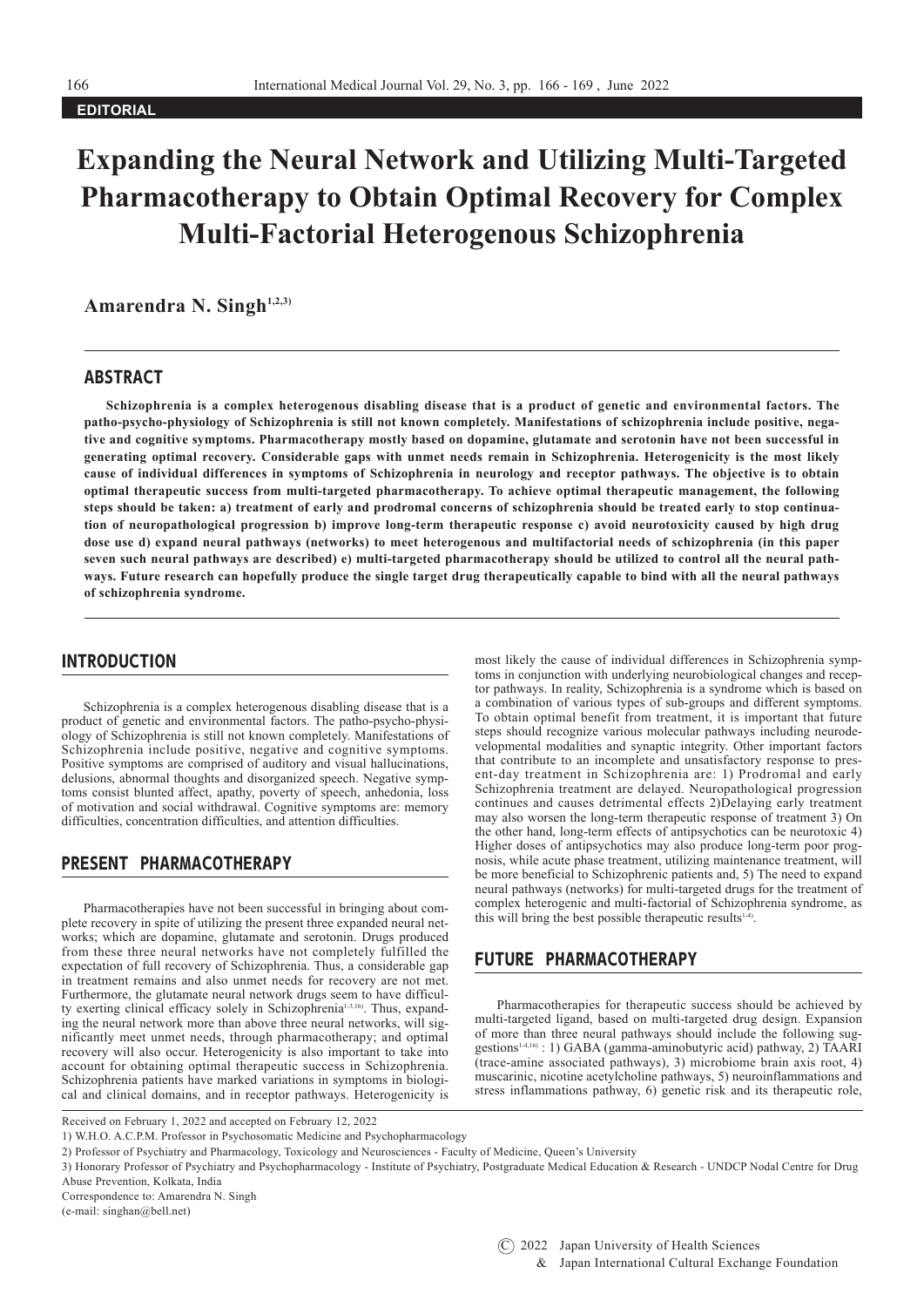EDITORIAL

# Expanding the Neural Network and Utilizing Multi-Targeted Pharmacotherapy to Obtain Optimal Recovery for Complex Multi-Factorial Heterogenous Schizophrenia

**Amarendra N. Singh**[1,2,3)]

## ABSTRACT

**Schizophrenia is a complex heterogenous disabling disease that is a product of genetic and environmental factors. The patho-psycho-physiology of Schizophrenia is still not known completely. Manifestations of schizophrenia include positive, negative and cognitive symptoms. Pharmacotherapy mostly based on dopamine, glutamate and serotonin have not been successful in generating optimal recovery. Considerable gaps with unmet needs remain in Schizophrenia. Heterogenicity is the most likely cause of individual differences in symptoms of Schizophrenia in neurology and receptor pathways. The objective is to obtain optimal therapeutic success from multi-targeted pharmacotherapy. To achieve optimal therapeutic management, the following steps should be taken: a) treatment of early and prodromal concerns of schizophrenia should be treated early to stop continuation of neuropathological progression b) improve long-term therapeutic response c) avoid neurotoxicity caused by high drug dose use d) expand neural pathways (networks) to meet heterogenous and multifactorial needs of schizophrenia (in this paper seven such neural pathways are described) e) multi-targeted pharmacotherapy should be utilized to control all the neural pathways. Future research can hopefully produce the single target drug therapeutically capable to bind with all the neural pathways of schizophrenia syndrome.**

## INTRODUCTION

Schizophrenia is a complex heterogenous disabling disease that is a product of genetic and environmental factors. The patho-psycho-physiology of Schizophrenia is still not known completely. Manifestations of Schizophrenia include positive, negative and cognitive symptoms. Positive symptoms are comprised of auditory and visual hallucinations, delusions, abnormal thoughts and disorganized speech. Negative symptoms consist blunted affect, apathy, poverty of speech, anhedonia, loss of motivation and social withdrawal. Cognitive symptoms are: memory difficulties, concentration difficulties, and attention difficulties.

## PRESENT PHARMACOTHERAPY

Pharmacotherapies have not been successful in bringing about complete recovery in spite of utilizing the present three expanded neural networks; which are dopamine, glutamate and serotonin. Drugs produced from these three neural networks have not completely fulfilled the expectation of full recovery of Schizophrenia. Thus, a considerable gap in treatment remains and also unmet needs for recovery are not met. Furthermore, the glutamate neural network drugs seem to have difficulty exerting clinical efficacy solely in Schizophrenia[1-3,16)]. Thus, expanding the neural network more than above three neural networks, will significantly meet unmet needs, through pharmacotherapy; and optimal recovery will also occur. Heterogenicity is also important to take into account for obtaining optimal therapeutic success in Schizophrenia. Schizophrenia patients have marked variations in symptoms in biological and clinical domains, and in receptor pathways. Heterogenicity is most likely the cause of individual differences in Schizophrenia symptoms in conjunction with underlying neurobiological changes and receptor pathways. In reality, Schizophrenia is a syndrome which is based on a combination of various types of sub-groups and different symptoms. To obtain optimal benefit from treatment, it is important that future steps should recognize various molecular pathways including neurodevelopmental modalities and synaptic integrity. Other important factors that contribute to an incomplete and unsatisfactory response to present-day treatment in Schizophrenia are: 1) Prodromal and early Schizophrenia treatment are delayed. Neuropathological progression continues and causes detrimental effects 2)Delaying early treatment may also worsen the long-term therapeutic response of treatment 3) On the other hand, long-term effects of antipsychotics can be neurotoxic 4) Higher doses of antipsychotics may also produce long-term poor prognosis, while acute phase treatment, utilizing maintenance treatment, will be more beneficial to Schizophrenic patients and, 5) The need to expand neural pathways (networks) for multi-targeted drugs for the treatment of complex heterogenic and multi-factorial of Schizophrenia syndrome, as this will bring the best possible therapeutic results[1-4)].

## FUTURE PHARMACOTHERAPY

Pharmacotherapies for therapeutic success should be achieved by multi-targeted ligand, based on multi-targeted drug design. Expansion of more than three neural pathways should include the following suggestions[1-4,16)] : 1) GABA (gamma-aminobutyric acid) pathway, 2) TAARI (trace-amine associated pathways), 3) microbiome brain axis root, 4) muscarinic, nicotine acetylcholine pathways, 5) neuroinflammations and stress inflammations pathway, 6) genetic risk and its therapeutic role,

---

Received on February 1, 2022 and accepted on February 12, 2022

1) W.H.O. A.C.P.M. Professor in Psychosomatic Medicine and Psychopharmacology

2) Professor of Psychiatry and Pharmacology, Toxicology and Neurosciences - Faculty of Medicine, Queen's University

3) Honorary Professor of Psychiatry and Psychopharmacology - Institute of Psychiatry, Postgraduate Medical Education & Research - UNDCP Nodal Centre for Drug Abuse Prevention, Kolkata, India

Correspondence to: Amarendra N. Singh

(e-mail: singhan@bell.net)

© 2022 Japan University of Health Sciences & Japan International Cultural Exchange Foundation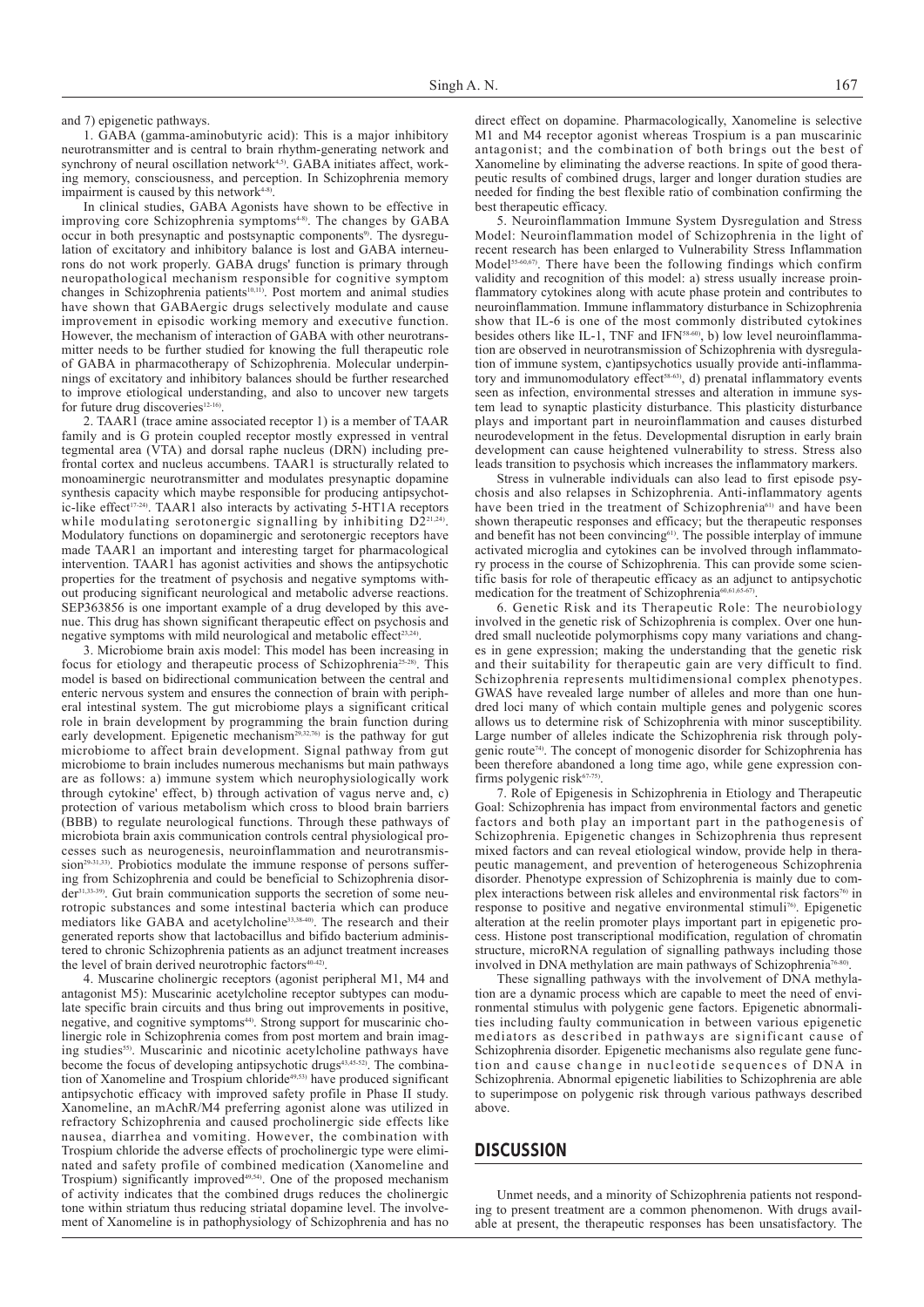and 7) epigenetic pathways.

1. GABA (gamma-aminobutyric acid): This is a major inhibitory neurotransmitter and is central to brain rhythm-generating network and synchrony of neural oscillation network[4,5]. GABA initiates affect, working memory, consciousness, and perception. In Schizophrenia memory impairment is caused by this network[4-8].

In clinical studies, GABA Agonists have shown to be effective in improving core Schizophrenia symptoms[4-8]. The changes by GABA occur in both presynaptic and postsynaptic components[9]. The dysregulation of excitatory and inhibitory balance is lost and GABA interneurons do not work properly. GABA drugs' function is primary through neuropathological mechanism responsible for cognitive symptom changes in Schizophrenia patients[10,11]. Post mortem and animal studies have shown that GABAergic drugs selectively modulate and cause improvement in episodic working memory and executive function. However, the mechanism of interaction of GABA with other neurotransmitter needs to be further studied for knowing the full therapeutic role of GABA in pharmacotherapy of Schizophrenia. Molecular underpinnings of excitatory and inhibitory balances should be further researched to improve etiological understanding, and also to uncover new targets for future drug discoveries[12-16].

2. TAAR1 (trace amine associated receptor 1) is a member of TAAR family and is G protein coupled receptor mostly expressed in ventral tegmental area (VTA) and dorsal raphe nucleus (DRN) including prefrontal cortex and nucleus accumbens. TAAR1 is structurally related to monoaminergic neurotransmitter and modulates presynaptic dopamine synthesis capacity which maybe responsible for producing antipsychotic-like effect[17-24]. TAAR1 also interacts by activating 5-HT1A receptors while modulating serotonergic signalling by inhibiting D2[21,24]. Modulatory functions on dopaminergic and serotonergic receptors have made TAAR1 an important and interesting target for pharmacological intervention. TAAR1 has agonist activities and shows the antipsychotic properties for the treatment of psychosis and negative symptoms without producing significant neurological and metabolic adverse reactions. SEP363856 is one important example of a drug developed by this avenue. This drug has shown significant therapeutic effect on psychosis and negative symptoms with mild neurological and metabolic effect[23,24].

3. Microbiome brain axis model: This model has been increasing in focus for etiology and therapeutic process of Schizophrenia[25-28]. This model is based on bidirectional communication between the central and enteric nervous system and ensures the connection of brain with peripheral intestinal system. The gut microbiome plays a significant critical role in brain development by programming the brain function during early development. Epigenetic mechanism[29,32,76] is the pathway for gut microbiome to affect brain development. Signal pathway from gut microbiome to brain includes numerous mechanisms but main pathways are as follows: a) immune system which neurophysiologically work through cytokine' effect, b) through activation of vagus nerve and, c) protection of various metabolism which cross to blood brain barriers (BBB) to regulate neurological functions. Through these pathways of microbiota brain axis communication controls central physiological processes such as neurogenesis, neuroinflammation and neurotransmission[29-31,33]. Probiotics modulate the immune response of persons suffering from Schizophrenia and could be beneficial to Schizophrenia disorder[31,33-39]. Gut brain communication supports the secretion of some neurotropic substances and some intestinal bacteria which can produce mediators like GABA and acetylcholine[33,38-40]. The research and their generated reports show that lactobacillus and bifido bacterium administered to chronic Schizophrenia patients as an adjunct treatment increases the level of brain derived neurotrophic factors[40-42].

4. Muscarine cholinergic receptors (agonist peripheral M1, M4 and antagonist M5): Muscarinic acetylcholine receptor subtypes can modulate specific brain circuits and thus bring out improvements in positive, negative, and cognitive symptoms[44]. Strong support for muscarinic cholinergic role in Schizophrenia comes from post mortem and brain imaging studies[55]. Muscarinic and nicotinic acetylcholine pathways have become the focus of developing antipsychotic drugs[43,45-52]. The combination of Xanomeline and Trospium chloride[49,53] have produced significant antipsychotic efficacy with improved safety profile in Phase II study. Xanomeline, an mAchR/M4 preferring agonist alone was utilized in refractory Schizophrenia and caused procholinergic side effects like nausea, diarrhea and vomiting. However, the combination with Trospium chloride the adverse effects of procholinergic type were eliminated and safety profile of combined medication (Xanomeline and Trospium) significantly improved[49,54]. One of the proposed mechanism of activity indicates that the combined drugs reduces the cholinergic tone within striatum thus reducing striatal dopamine level. The involvement of Xanomeline is in pathophysiology of Schizophrenia and has no direct effect on dopamine. Pharmacologically, Xanomeline is selective M1 and M4 receptor agonist whereas Trospium is a pan muscarinic antagonist; and the combination of both brings out the best of Xanomeline by eliminating the adverse reactions. In spite of good therapeutic results of combined drugs, larger and longer duration studies are needed for finding the best flexible ratio of combination confirming the best therapeutic efficacy.

5. Neuroinflammation Immune System Dysregulation and Stress Model: Neuroinflammation model of Schizophrenia in the light of recent research has been enlarged to Vulnerability Stress Inflammation Model[55-60,67]. There have been the following findings which confirm validity and recognition of this model: a) stress usually increase proinflammatory cytokines along with acute phase protein and contributes to neuroinflammation. Immune inflammatory disturbance in Schizophrenia show that IL-6 is one of the most commonly distributed cytokines besides others like IL-1, TNF and IFN[58-60], b) low level neuroinflammation are observed in neurotransmission of Schizophrenia with dysregulation of immune system, c)antipsychotics usually provide anti-inflammatory and immunomodulatory effect[58-63], d) prenatal inflammatory events seen as infection, environmental stresses and alteration in immune system lead to synaptic plasticity disturbance. This plasticity disturbance plays and important part in neuroinflammation and causes disturbed neurodevelopment in the fetus. Developmental disruption in early brain development can cause heightened vulnerability to stress. Stress also leads transition to psychosis which increases the inflammatory markers.

Stress in vulnerable individuals can also lead to first episode psychosis and also relapses in Schizophrenia. Anti-inflammatory agents have been tried in the treatment of Schizophrenia[61] and have been shown therapeutic responses and efficacy; but the therapeutic responses and benefit has not been convincing[61]. The possible interplay of immune activated microglia and cytokines can be involved through inflammatory process in the course of Schizophrenia. This can provide some scientific basis for role of therapeutic efficacy as an adjunct to antipsychotic medication for the treatment of Schizophrenia[60,61,65-67].

6. Genetic Risk and its Therapeutic Role: The neurobiology involved in the genetic risk of Schizophrenia is complex. Over one hundred small nucleotide polymorphisms copy many variations and changes in gene expression; making the understanding that the genetic risk and their suitability for therapeutic gain are very difficult to find. Schizophrenia represents multidimensional complex phenotypes. GWAS have revealed large number of alleles and more than one hundred loci many of which contain multiple genes and polygenic scores allows us to determine risk of Schizophrenia with minor susceptibility. Large number of alleles indicate the Schizophrenia risk through polygenic route[74]. The concept of monogenic disorder for Schizophrenia has been therefore abandoned a long time ago, while gene expression confirms polygenic risk[67-75].

7. Role of Epigenesis in Schizophrenia in Etiology and Therapeutic Goal: Schizophrenia has impact from environmental factors and genetic factors and both play an important part in the pathogenesis of Schizophrenia. Epigenetic changes in Schizophrenia thus represent mixed factors and can reveal etiological window, provide help in therapeutic management, and prevention of heterogeneous Schizophrenia disorder. Phenotype expression of Schizophrenia is mainly due to complex interactions between risk alleles and environmental risk factors[76] in response to positive and negative environmental stimuli[76]. Epigenetic alteration at the reelin promoter plays important part in epigenetic process. Histone post transcriptional modification, regulation of chromatin structure, microRNA regulation of signalling pathways including those involved in DNA methylation are main pathways of Schizophrenia[76-80].

These signalling pathways with the involvement of DNA methylation are a dynamic process which are capable to meet the need of environmental stimulus with polygenic gene factors. Epigenetic abnormalities including faulty communication in between various epigenetic mediators as described in pathways are significant cause of Schizophrenia disorder. Epigenetic mechanisms also regulate gene function and cause change in nucleotide sequences of DNA in Schizophrenia. Abnormal epigenetic liabilities to Schizophrenia are able to superimpose on polygenic risk through various pathways described above.

## DISCUSSION

Unmet needs, and a minority of Schizophrenia patients not responding to present treatment are a common phenomenon. With drugs available at present, the therapeutic responses has been unsatisfactory. The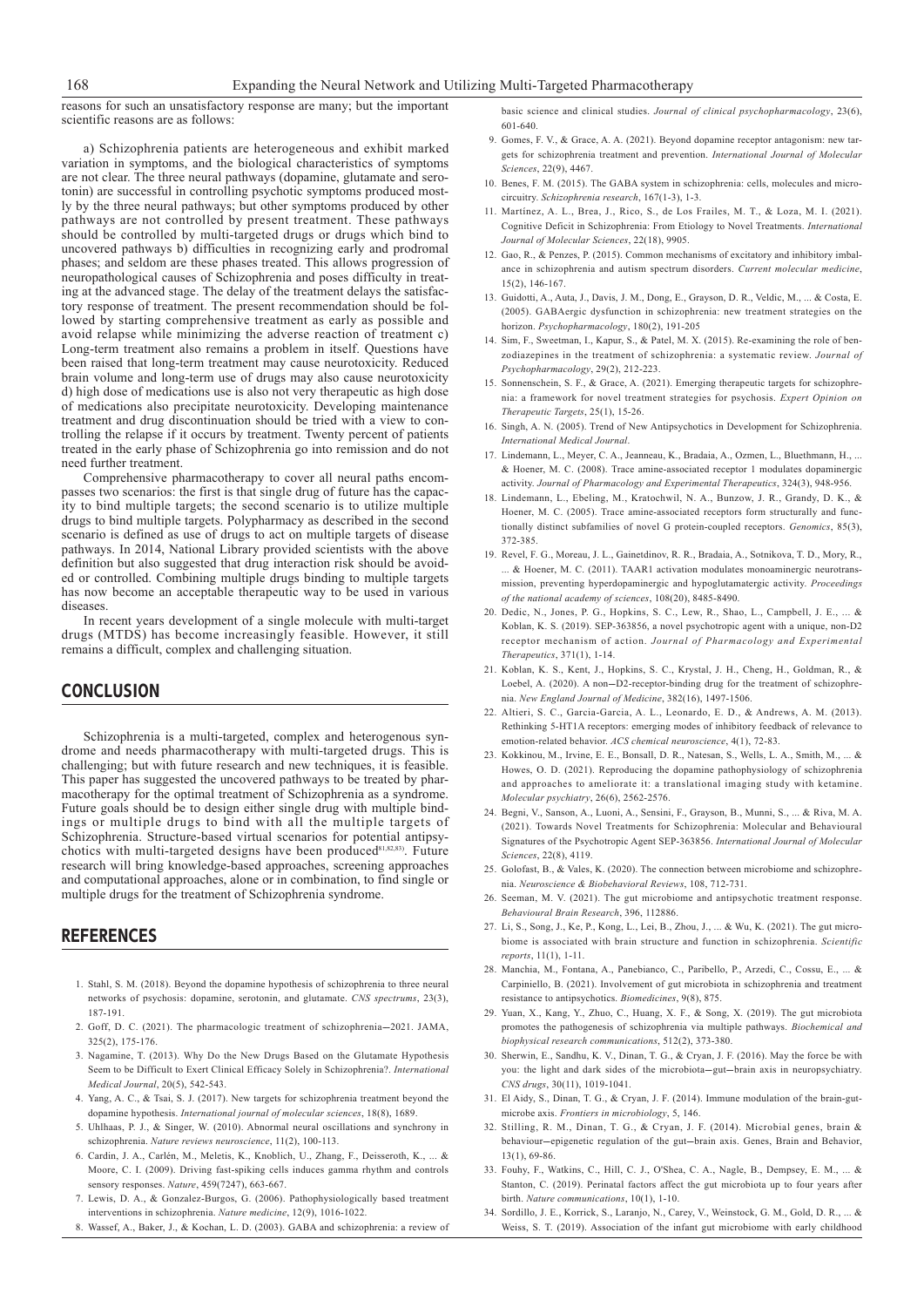reasons for such an unsatisfactory response are many; but the important scientific reasons are as follows:

a) Schizophrenia patients are heterogeneous and exhibit marked variation in symptoms, and the biological characteristics of symptoms are not clear. The three neural pathways (dopamine, glutamate and serotonin) are successful in controlling psychotic symptoms produced mostly by the three neural pathways; but other symptoms produced by other pathways are not controlled by present treatment. These pathways should be controlled by multi-targeted drugs or drugs which bind to uncovered pathways b) difficulties in recognizing early and prodromal phases; and seldom are these phases treated. This allows progression of neuropathological causes of Schizophrenia and poses difficulty in treating at the advanced stage. The delay of the treatment delays the satisfactory response of treatment. The present recommendation should be followed by starting comprehensive treatment as early as possible and avoid relapse while minimizing the adverse reaction of treatment c) Long-term treatment also remains a problem in itself. Questions have been raised that long-term treatment may cause neurotoxicity. Reduced brain volume and long-term use of drugs may also cause neurotoxicity d) high dose of medications use is also not very therapeutic as high dose of medications also precipitate neurotoxicity. Developing maintenance treatment and drug discontinuation should be tried with a view to controlling the relapse if it occurs by treatment. Twenty percent of patients treated in the early phase of Schizophrenia go into remission and do not need further treatment.

Comprehensive pharmacotherapy to cover all neural paths encompasses two scenarios: the first is that single drug of future has the capacity to bind multiple targets; the second scenario is to utilize multiple drugs to bind multiple targets. Polypharmacy as described in the second scenario is defined as use of drugs to act on multiple targets of disease pathways. In 2014, National Library provided scientists with the above definition but also suggested that drug interaction risk should be avoided or controlled. Combining multiple drugs binding to multiple targets has now become an acceptable therapeutic way to be used in various diseases.

In recent years development of a single molecule with multi-target drugs (MTDS) has become increasingly feasible. However, it still remains a difficult, complex and challenging situation.

## CONCLUSION

Schizophrenia is a multi-targeted, complex and heterogenous syndrome and needs pharmacotherapy with multi-targeted drugs. This is challenging; but with future research and new techniques, it is feasible. This paper has suggested the uncovered pathways to be treated by pharmacotherapy for the optimal treatment of Schizophrenia as a syndrome. Future goals should be to design either single drug with multiple bindings or multiple drugs to bind with all the multiple targets of Schizophrenia. Structure-based virtual scenarios for potential antipsychotics with multi-targeted designs have been produced[81,82,83]. Future research will bring knowledge-based approaches, screening approaches and computational approaches, alone or in combination, to find single or multiple drugs for the treatment of Schizophrenia syndrome.

## REFERENCES

1. Stahl, S. M. (2018). Beyond the dopamine hypothesis of schizophrenia to three neural networks of psychosis: dopamine, serotonin, and glutamate. *CNS spectrums*, 23(3), 187-191.
2. Goff, D. C. (2021). The pharmacologic treatment of schizophrenia—2021. JAMA, 325(2), 175-176.
3. Nagamine, T. (2013). Why Do the New Drugs Based on the Glutamate Hypothesis Seem to be Difficult to Exert Clinical Efficacy Solely in Schizophrenia?. *International Medical Journal*, 20(5), 542-543.
4. Yang, A. C., & Tsai, S. J. (2017). New targets for schizophrenia treatment beyond the dopamine hypothesis. *International journal of molecular sciences*, 18(8), 1689.
5. Uhlhaas, P. J., & Singer, W. (2010). Abnormal neural oscillations and synchrony in schizophrenia. *Nature reviews neuroscience*, 11(2), 100-113.
6. Cardin, J. A., Carlén, M., Meletis, K., Knoblich, U., Zhang, F., Deisseroth, K., ... & Moore, C. I. (2009). Driving fast-spiking cells induces gamma rhythm and controls sensory responses. *Nature*, 459(7247), 663-667.
7. Lewis, D. A., & Gonzalez-Burgos, G. (2006). Pathophysiologically based treatment interventions in schizophrenia. *Nature medicine*, 12(9), 1016-1022.
8. Wassef, A., Baker, J., & Kochan, L. D. (2003). GABA and schizophrenia: a review of basic science and clinical studies. *Journal of clinical psychopharmacology*, 23(6), 601-640.
9. Gomes, F. V., & Grace, A. A. (2021). Beyond dopamine receptor antagonism: new targets for schizophrenia treatment and prevention. *International Journal of Molecular Sciences*, 22(9), 4467.
10. Benes, F. M. (2015). The GABA system in schizophrenia: cells, molecules and microcircuitry. *Schizophrenia research*, 167(1-3), 1-3.
11. Martínez, A. L., Brea, J., Rico, S., de Los Frailes, M. T., & Loza, M. I. (2021). Cognitive Deficit in Schizophrenia: From Etiology to Novel Treatments. *International Journal of Molecular Sciences*, 22(18), 9905.
12. Gao, R., & Penzes, P. (2015). Common mechanisms of excitatory and inhibitory imbalance in schizophrenia and autism spectrum disorders. *Current molecular medicine*, 15(2), 146-167.
13. Guidotti, A., Auta, J., Davis, J. M., Dong, E., Grayson, D. R., Veldic, M., ... & Costa, E. (2005). GABAergic dysfunction in schizophrenia: new treatment strategies on the horizon. *Psychopharmacology*, 180(2), 191-205
14. Sim, F., Sweetman, I., Kapur, S., & Patel, M. X. (2015). Re-examining the role of benzodiazepines in the treatment of schizophrenia: a systematic review. *Journal of Psychopharmacology*, 29(2), 212-223.
15. Sonnenschein, S. F., & Grace, A. (2021). Emerging therapeutic targets for schizophrenia: a framework for novel treatment strategies for psychosis. *Expert Opinion on Therapeutic Targets*, 25(1), 15-26.
16. Singh, A. N. (2005). Trend of New Antipsychotics in Development for Schizophrenia. *International Medical Journal*.
17. Lindemann, L., Meyer, C. A., Jeanneau, K., Bradaia, A., Ozmen, L., Bluethmann, H., ... & Hoener, M. C. (2008). Trace amine-associated receptor 1 modulates dopaminergic activity. *Journal of Pharmacology and Experimental Therapeutics*, 324(3), 948-956.
18. Lindemann, L., Ebeling, M., Kratochwil, N. A., Bunzow, J. R., Grandy, D. K., & Hoener, M. C. (2005). Trace amine-associated receptors form structurally and functionally distinct subfamilies of novel G protein-coupled receptors. *Genomics*, 85(3), 372-385.
19. Revel, F. G., Moreau, J. L., Gainetdinov, R. R., Bradaia, A., Sotnikova, T. D., Mory, R., ... & Hoener, M. C. (2011). TAAR1 activation modulates monoaminergic neurotransmission, preventing hyperdopaminergic and hypoglutamatergic activity. *Proceedings of the national academy of sciences*, 108(20), 8485-8490.
20. Dedic, N., Jones, P. G., Hopkins, S. C., Lew, R., Shao, L., Campbell, J. E., ... & Koblan, K. S. (2019). SEP-363856, a novel psychotropic agent with a unique, non-D2 receptor mechanism of action. *Journal of Pharmacology and Experimental Therapeutics*, 371(1), 1-14.
21. Koblan, K. S., Kent, J., Hopkins, S. C., Krystal, J. H., Cheng, H., Goldman, R., & Loebel, A. (2020). A non–D2-receptor-binding drug for the treatment of schizophrenia. *New England Journal of Medicine*, 382(16), 1497-1506.
22. Altieri, S. C., Garcia-Garcia, A. L., Leonardo, E. D., & Andrews, A. M. (2013). Rethinking 5-HT1A receptors: emerging modes of inhibitory feedback of relevance to emotion-related behavior. *ACS chemical neuroscience*, 4(1), 72-83.
23. Kokkinou, M., Irvine, E. E., Bonsall, D. R., Natesan, S., Wells, L. A., Smith, M., ... & Howes, O. D. (2021). Reproducing the dopamine pathophysiology of schizophrenia and approaches to ameliorate it: a translational imaging study with ketamine. *Molecular psychiatry*, 26(6), 2562-2576.
24. Begni, V., Sanson, A., Luoni, A., Sensini, F., Grayson, B., Munni, S., ... & Riva, M. A. (2021). Towards Novel Treatments for Schizophrenia: Molecular and Behavioural Signatures of the Psychotropic Agent SEP-363856. *International Journal of Molecular Sciences*, 22(8), 4119.
25. Golofast, B., & Vales, K. (2020). The connection between microbiome and schizophrenia. *Neuroscience & Biobehavioral Reviews*, 108, 712-731.
26. Seeman, M. V. (2021). The gut microbiome and antipsychotic treatment response. *Behavioural Brain Research*, 396, 112886.
27. Li, S., Song, J., Ke, P., Kong, L., Lei, B., Zhou, J., ... & Wu, K. (2021). The gut microbiome is associated with brain structure and function in schizophrenia. *Scientific reports*, 11(1), 1-11.
28. Manchia, M., Fontana, A., Panebianco, C., Paribello, P., Arzedi, C., Cossu, E., ... & Carpiniello, B. (2021). Involvement of gut microbiota in schizophrenia and treatment resistance to antipsychotics. *Biomedicines*, 9(8), 875.
29. Yuan, X., Kang, Y., Zhuo, C., Huang, X. F., & Song, X. (2019). The gut microbiota promotes the pathogenesis of schizophrenia via multiple pathways. *Biochemical and biophysical research communications*, 512(2), 373-380.
30. Sherwin, E., Sandhu, K. V., Dinan, T. G., & Cryan, J. F. (2016). May the force be with you: the light and dark sides of the microbiota–gut–brain axis in neuropsychiatry. *CNS drugs*, 30(11), 1019-1041.
31. El Aidy, S., Dinan, T. G., & Cryan, J. F. (2014). Immune modulation of the brain-gut-microbe axis. *Frontiers in microbiology*, 5, 146.
32. Stilling, R. M., Dinan, T. G., & Cryan, J. F. (2014). Microbial genes, brain & behaviour–epigenetic regulation of the gut–brain axis. Genes, Brain and Behavior, 13(1), 69-86.
33. Fouhy, F., Watkins, C., Hill, C. J., O'Shea, C. A., Nagle, B., Dempsey, E. M., ... & Stanton, C. (2019). Perinatal factors affect the gut microbiota up to four years after birth. *Nature communications*, 10(1), 1-10.
34. Sordillo, J. E., Korrick, S., Laranjo, N., Carey, V., Weinstock, G. M., Gold, D. R., ... & Weiss, S. T. (2019). Association of the infant gut microbiome with early childhood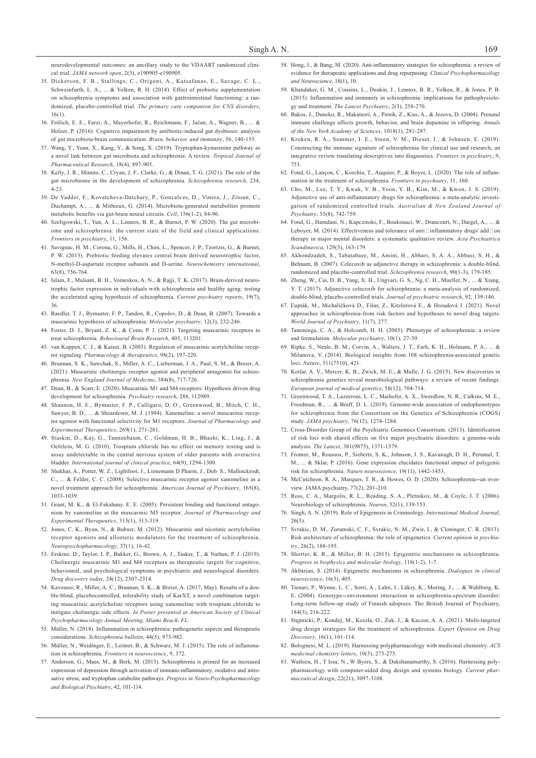neurodevelopmental outcomes: an ancillary study to the VDAART randomized clinical trial. *JAMA network open*, 2(3), e190905-e190905.

35. Dickerson, F. B., Stallings, C., Origoni, A., Katsafanas, E., Savage, C. L., Schweinfurth, L. A., ... & Yolken, R. H. (2014). Effect of probiotic supplementation on schizophrenia symptoms and association with gastrointestinal functioning: a randomized, placebo-controlled trial. *The primary care companion for CNS disorders*, 16(1).
36. Frölich, E. E., Farzi, A., Mayerhofer, R., Reichmann, F., Jačan, A., Wagner, B., ... & Holzer, P. (2016). Cognitive impairment by antibiotic-induced gut dysbiosis: analysis of gut microbiota-brain communication. *Brain, behavior, and immunity*, 56, 140-155.
37. Wang, Y., Yuan, X., Kang, Y., & Song, X. (2019). Tryptophan-kynurenine pathway as a novel link between gut microbiota and schizophrenia: A review. *Tropical Journal of Pharmaceutical Research*, 18(4), 897-905.
38. Kelly, J. R., Minuto, C., Cryan, J. F., Clarke, G., & Dinan, T. G. (2021). The role of the gut microbiome in the development of schizophrenia. *Schizophrenia research*, 234, 4-23.
39. De Vadder, F., Kovatcheva-Datchary, P., Goncalves, D., Vinera, J., Zitoun, C., Duchampt, A., ... & Mithieux, G. (2014). Microbiota-generated metabolites promote metabolic benefits via gut-brain neural circuits. *Cell*, 156(1-2), 84-96.
40. Szeligowski, T., Yun, A. L., Lennox, B. R., & Burnet, P. W. (2020). The gut microbiome and schizophrenia: the current state of the field and clinical applications. *Frontiers in psychiatry*, 11, 156.
41. Savignac, H. M., Corona, G., Mills, H., Chen, L., Spencer, J. P., Tzortzis, G., & Burnet, P. W. (2013). Prebiotic feeding elevates central brain derived neurotrophic factor, N-methyl-D-aspartate receptor subunits and D-serine. *Neurochemistry international*, 63(8), 756-764.
42. Islam, F., Mulsant, B. H., Voineskos, A. N., & Rajji, T. K. (2017). Brain-derived neurotrophic factor expression in individuals with schizophrenia and healthy aging: testing the accelerated aging hypothesis of schizophrenia. *Current psychiatry reports*, 19(7), 36.
43. Raedler, T. J., Bymaster, F. P., Tandon, R., Copolov, D., & Dean, B. (2007). Towards a muscarinic hypothesis of schizophrenia. *Molecular psychiatry*, 12(3), 232-246.
44. Foster, D. J., Bryant, Z. K., & Conn, P. J. (2021). Targeting muscarinic receptors to treat schizophrenia. *Behavioural Brain Research*, 405, 113201.
45. van Koppen, C. J., & Kaiser, B. (2003). Regulation of muscarinic acetylcholine receptor signaling. *Pharmacology & therapeutics*, 98(2), 197-220.
46. Brannan, S. K., Sawchak, S., Miller, A. C., Lieberman, J. A., Paul, S. M., & Breier, A. (2021). Muscarinic cholinergic receptor agonist and peripheral antagonist for schizophrenia. *New England Journal of Medicine*, 384(8), 717-726.
47. Dean, B., & Scarr, E. (2020). Muscarinic M1 and M4 receptors: Hypothesis driven drug development for schizophrenia. *Psychiatry research*, 288, 112989.
48. Shannon, H. E., Bymaster, F. P., Calligaro, D. O., Greenwood, B., Mitch, C. H., Sawyer, B. D., ... & Sheardown, M. J. (1994). Xanomeline: a novel muscarinic receptor agonist with functional selectivity for M1 receptors. *Journal of Pharmacology and Experimental Therapeutics*, 269(1), 271-281.
49. Staskin, D., Kay, G., Tannenbaum, C., Goldman, H. B., Bhashi, K., Ling, J., & Oefelein, M. G. (2010). Trospium chloride has no effect on memory testing and is assay undetectable in the central nervous system of older patients with overactive bladder. *International journal of clinical practice*, 64(9), 1294-1300.
50. Shekhar, A., Potter, W. Z., Lightfoot, J., Lienemann D Pharm, J., Dub S., Mallinckrodt, C., ... & Felder, C. C. (2008). Selective muscarinic receptor agonist xanomeline as a novel treatment approach for schizophrenia. *American Journal of Psychiatry*, 165(8), 1033-1039.
51. Grant, M. K., & El-Fakahany, E. E. (2005). Persistent binding and functional antagonism by xanomeline at the muscarinic M5 receptor. *Journal of Pharmacology and Experimental Therapeutics*, 315(1), 313-319.
52. Jones, C. K., Byun, N., & Bubser, M. (2012). Muscarinic and nicotinic acetylcholine receptor agonists and allosteric modulators for the treatment of schizophrenia. *Neuropsychopharmacology*, 37(1), 16-42.
53. Erskine, D., Taylor, J. P., Bakker, G., Brown, A. J., Tasker, T., & Nathan, P. J. (2019). Cholinergic muscarinic M1 and M4 receptors as therapeutic targets for cognitive, behavioural, and psychological symptoms in psychiatric and neurological disorders. *Drug discovery today*, 24(12), 2307-2314.
54. Kavoussi, R., Miller, A. C., Brannan, S. K., & Breier, A. (2017, May). Results of a double-blind, placebocontrolled, tolerability study of KarXT, a novel combination targeting muscarinic acetylcholine receptors using xanomeline with trospium chloride to mitigate cholinergic side effects. *In Poster presented at American Society of Clinical Psychopharmacology Annual Meeting, Miami Beach, FL*.
55. Müller, N. (2018). Inflammation in schizophrenia: pathogenetic aspects and therapeutic considerations. *Schizophrenia bulletin*, 44(5), 973-982.
56. Müller, N., Weidinger, E., Leitner, B., & Schwarz, M. J. (2015). The role of inflammation in schizophrenia. *Frontiers in neuroscience*, 9, 372.
57. Anderson, G., Maes, M., & Berk, M. (2013). Schizophrenia is primed for an increased expression of depression through activation of immuno-inflammatory, oxidative and nitrosative stress, and tryptophan catabolite pathways. *Progress in Neuro-Psychopharmacology and Biological Psychiatry*, 42, 101-114.
58. Hong, J., & Bang, M. (2020). Anti-inflammatory strategies for schizophrenia: a review of evidence for therapeutic applications and drug repurposing. *Clinical Psychopharmacology and Neuroscience*, 18(1), 10.
59. Khandaker, G. M., Cousins, L., Deakin, J., Lennox, B. R., Yolken, R., & Jones, P. B. (2015). Inflammation and immunity in schizophrenia: implications for pathophysiology and treatment. *The Lancet Psychiatry*, 2(3), 258-270.
60. Bakos, J., Duncko, R., Makatsori, A., Pirnik, Z., Kiss, A., & Jezova, D. (2004). Prenatal immune challenge affects growth, behavior, and brain dopamine in offspring. *Annals of the New York Academy of Sciences*, 1018(1), 281-287.
61. Kroken, R. A., Sommer, I. E., Steen, V. M., Dieset, I., & Johnsen, E. (2019). Constructing the immune signature of schizophrenia for clinical use and research; an integrative review translating descriptives into diagnostics. *Frontiers in psychiatry*, 9, 753.
62. Fond, G., Lançon, C., Korchia, T., Auquier, P., & Boyer, L. (2020). The role of inflammation in the treatment of schizophrenia. *Frontiers in psychiatry*, 11, 160.
63. Cho, M., Lee, T. Y., Kwak, Y. B., Yoon, Y. B., Kim, M., & Kwon, J. S. (2019). Adjunctive use of anti-inflammatory drugs for schizophrenia: a meta-analytic investigation of randomized controlled trials. *Australian & New Zealand Journal of Psychiatry*, 53(8), 742-759.
64. Fond, G., Hamdani, N., Kapczinski, F., Boukouaci, W., Drancourt, N., Dargel, A., ... & Leboyer, M. (2014). Effectiveness and tolerance of anti□inflammatory drugs' add□on therapy in major mental disorders: a systematic qualitative review. *Acta Psychiatrica Scandinavica*, 129(3), 163-179.
65. Akhondzadeh, S., Tabatabaee, M., Amini, H., Abhari, S. A. A., Abbasi, S. H., & Behnam, B. (2007). Celecoxib as adjunctive therapy in schizophrenia: a double-blind, randomized and placebo-controlled trial. *Schizophrenia research*, 90(1-3), 179-185.
66. Zheng, W., Cai, D. B., Yang, X. H., Ungvari, G. S., Ng, C. H., Mueller, N., ... & Xiang, Y. T. (2017). Adjunctive celecoxib for schizophrenia: a meta-analysis of randomized, double-blind, placebo-controlled trials. *Journal of psychiatric research*, 92, 139-146.
67. Ľupták, M., Michaličková D., Fišar, Z., Kitzlerová E., & Hroudová J. (2021). Novel approaches in schizophrenia-from risk factors and hypotheses to novel drug targets. *World Journal of Psychiatry*, 11(7), 277.
68. Tamminga, C. A., & Holcomb, H. H. (2005). Phenotype of schizophrenia: a review and formulation. *Molecular psychiatry*, 10(1), 27-39.
69. Ripke, S., Neale, B. M., Corvin, A., Walters, J. T., Farh, K. H., Holmans, P. A., ... & Milanova, V. (2014). Biological insights from 108 schizophrenia-associated genetic loci. *Nature*, 511(7510), 421.
70. Kotlar, A. V., Mercer, K. B., Zwick, M. E., & Mulle, J. G. (2015). New discoveries in schizophrenia genetics reveal neurobiological pathways: a review of recent findings. *European journal of medical genetics*, 58(12), 704-714.
71. Greenwood, T. A., Lazzeroni, L. C., Maihofer, A. X., Swerdlow, N. R., Calkins, M. E., Freedman, R., ... & Braff, D. L. (2019). Genome-wide association of endophenotypes for schizophrenia from the Consortium on the Genetics of Schizophrenia (COGS) study. *JAMA psychiatry*, 76(12), 1274-1284.
72. Cross-Disorder Group of the Psychiatric Genomics Consortium. (2013). Identification of risk loci with shared effects on five major psychiatric disorders: a genome-wide analysis. *The Lancet*, 381(9875), 1371-1379.
73. Fromer, M., Roussos, P., Sieberts, S. K., Johnson, J. S., Kavanagh, D. H., Perumal, T. M., ... & Sklar, P. (2016). Gene expression elucidates functional impact of polygenic risk for schizophrenia. *Nature neuroscience*, 19(11), 1442-1453.
74. McCutcheon, R. A., Marques, T. R., & Howes, O. D. (2020). Schizophrenia—an overview. JAMA psychiatry, 77(2), 201-210.
75. Ross, C. A., Margolis, R. L., Reading, S. A., Pletnikov, M., & Coyle, J. T. (2006). Neurobiology of schizophrenia. *Neuron*, 52(1), 139-153.
76. Singh, A. N. (2019). Role of Epigenesis in Criminology. *International Medical Journal*, 26(5).
77. Svrakic, D. M., Zorumski, C. F., Svrakic, N. M., Zwir, I., & Cloninger, C. R. (2013). Risk architecture of schizophrenia: the role of epigenetics. *Current opinion in psychiatry*, 26(2), 188-195.
78. Shorter, K. R., & Miller, B. H. (2015). Epigenetic mechanisms in schizophrenia. *Progress in biophysics and molecular biology*, 118(1-2), 1-7.
79. Akbarian, S. (2014). Epigenetic mechanisms in schizophrenia. *Dialogues in clinical neuroscience*, 16(3), 405.
80. Tienari, P., Wynne, L. C., Sorri, A., Lahti, I., Läksy, K., Moring, J., ... & Wahlberg, K. E. (2004). Genotype—environment interaction in schizophrenia-spectrum disorder: Long-term follow-up study of Finnish adoptees. The British Journal of Psychiatry, 184(3), 216-222.
81. Stępnicki, P., Kondej, M., Koszła, O., Żuk, J., & Kaczor, A. A. (2021). Multi-targeted drug design strategies for the treatment of schizophrenia. *Expert Opinion on Drug Discovery*, 16(1), 101-114.
82. Bolognesi, M. L. (2019). Harnessing polypharmacology with medicinal chemistry. *ACS medicinal chemistry letters*, 10(3), 273-275.
83. Wathieu, H., T Issa, N., W Byers, S., & Dakshanamurthy, S. (2016). Harnessing polypharmacology with computer-aided drug design and systems biology. *Current pharmaceutical design*, 22(21), 3097-3108.